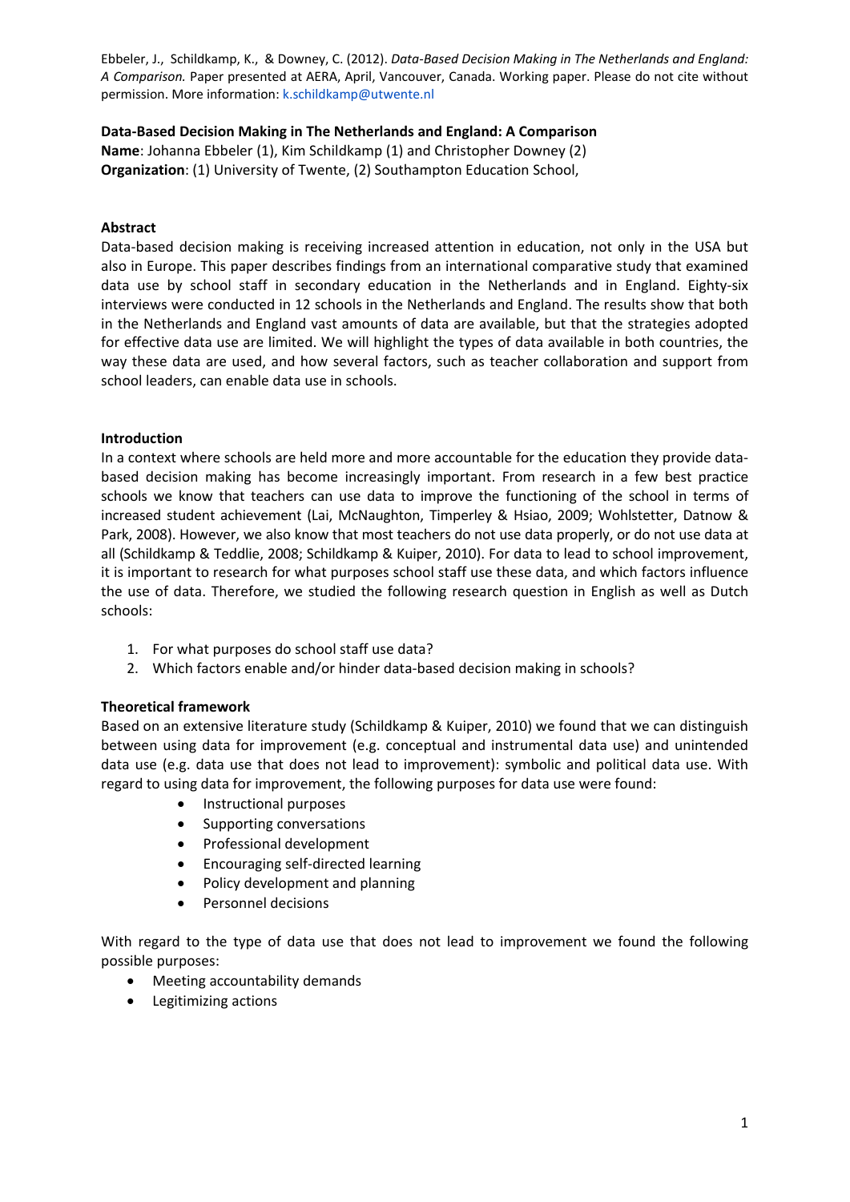Ebbeler, J., Schildkamp, K., & Downey, C. (2012). *Data-Based Decision Making in The Netherlands and England: A Comparison.* Paper presented at AERA, April, Vancouver, Canada. Working paper. Please do not cite without permission. More information: k.schildkamp@utwente.nl

**Data-Based Decision Making in The Netherlands and England: A Comparison**
**Name**: Johanna Ebbeler (1), Kim Schildkamp (1) and Christopher Downey (2)
**Organization**: (1) University of Twente, (2) Southampton Education School,

**Abstract**

Data-based decision making is receiving increased attention in education, not only in the USA but also in Europe. This paper describes findings from an international comparative study that examined data use by school staff in secondary education in the Netherlands and in England. Eighty-six interviews were conducted in 12 schools in the Netherlands and England. The results show that both in the Netherlands and England vast amounts of data are available, but that the strategies adopted for effective data use are limited. We will highlight the types of data available in both countries, the way these data are used, and how several factors, such as teacher collaboration and support from school leaders, can enable data use in schools.

**Introduction**

In a context where schools are held more and more accountable for the education they provide data-based decision making has become increasingly important. From research in a few best practice schools we know that teachers can use data to improve the functioning of the school in terms of increased student achievement (Lai, McNaughton, Timperley & Hsiao, 2009; Wohlstetter, Datnow & Park, 2008). However, we also know that most teachers do not use data properly, or do not use data at all (Schildkamp & Teddlie, 2008; Schildkamp & Kuiper, 2010). For data to lead to school improvement, it is important to research for what purposes school staff use these data, and which factors influence the use of data. Therefore, we studied the following research question in English as well as Dutch schools:

1. For what purposes do school staff use data?
2. Which factors enable and/or hinder data-based decision making in schools?

**Theoretical framework**

Based on an extensive literature study (Schildkamp & Kuiper, 2010) we found that we can distinguish between using data for improvement (e.g. conceptual and instrumental data use) and unintended data use (e.g. data use that does not lead to improvement): symbolic and political data use. With regard to using data for improvement, the following purposes for data use were found:

- Instructional purposes
- Supporting conversations
- Professional development
- Encouraging self-directed learning
- Policy development and planning
- Personnel decisions

With regard to the type of data use that does not lead to improvement we found the following possible purposes:

- Meeting accountability demands
- Legitimizing actions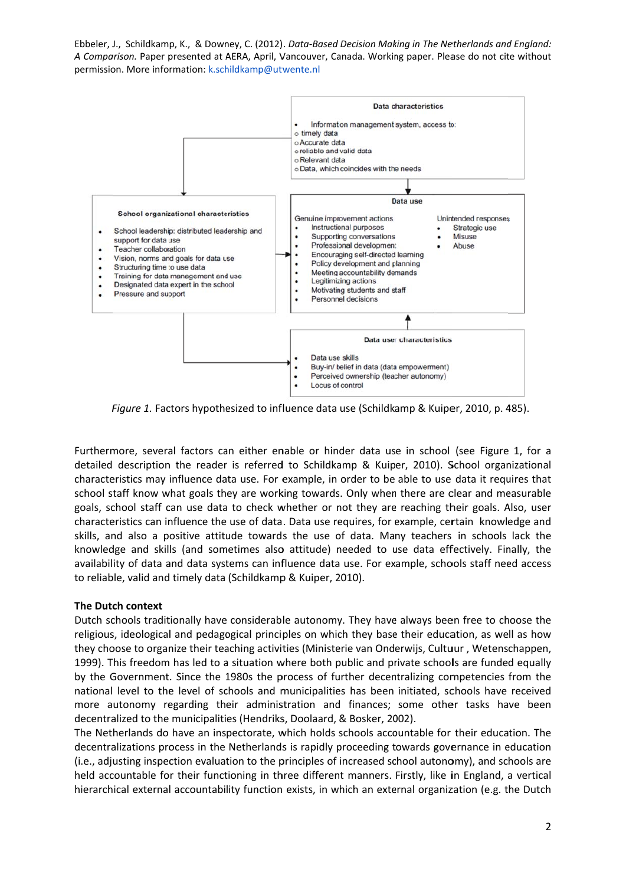Data characteristics

- Information management system, access to:
  - timely data
  - Accurate data
  - reliable and valid data
  - Relevant data
  - Data, which coincides with the needs

School organizational characteristics

- School leadership: distributed leadership and support for data use
- Teacher collaboration
- Vision, norms and goals for data use
- Structuring time to use data
- Training for data management and use
- Designated data expert in the school
- Pressure and support

Data use

Genuine improvement actions
- Instructional purposes
- Supporting conversations
- Professional development
- Encouraging self-directed learning
- Policy development and planning
- Meeting accountability demands
- Legitimizing actions
- Motivating students and staff
- Personnel decisions

Unintended responses
- Strategic use
- Misuse
- Abuse

Data user characteristics

- Data use skills
- Buy-in/ belief in data (data empowerment)
- Perceived ownership (teacher autonomy)
- Locus of control

*Figure 1.* Factors hypothesized to influence data use (Schildkamp & Kuiper, 2010, p. 485).

Furthermore, several factors can either enable or hinder data use in school (see Figure 1, for a detailed description the reader is referred to Schildkamp & Kuiper, 2010). School organizational characteristics may influence data use. For example, in order to be able to use data it requires that school staff know what goals they are working towards. Only when there are clear and measurable goals, school staff can use data to check whether or not they are reaching their goals. Also, user characteristics can influence the use of data. Data use requires, for example, certain knowledge and skills, and also a positive attitude towards the use of data. Many teachers in schools lack the knowledge and skills (and sometimes also attitude) needed to use data effectively. Finally, the availability of data and data systems can influence data use. For example, schools staff need access to reliable, valid and timely data (Schildkamp & Kuiper, 2010).

**The Dutch context**

Dutch schools traditionally have considerable autonomy. They have always been free to choose the religious, ideological and pedagogical principles on which they base their education, as well as how they choose to organize their teaching activities (Ministerie van Onderwijs, Cultuur , Wetenschappen, 1999). This freedom has led to a situation where both public and private schools are funded equally by the Government. Since the 1980s the process of further decentralizing competencies from the national level to the level of schools and municipalities has been initiated, schools have received more autonomy regarding their administration and finances; some other tasks have been decentralized to the municipalities (Hendriks, Doolaard, & Bosker, 2002).

The Netherlands do have an inspectorate, which holds schools accountable for their education. The decentralizations process in the Netherlands is rapidly proceeding towards governance in education (i.e., adjusting inspection evaluation to the principles of increased school autonomy), and schools are held accountable for their functioning in three different manners. Firstly, like in England, a vertical hierarchical external accountability function exists, in which an external organization (e.g. the Dutch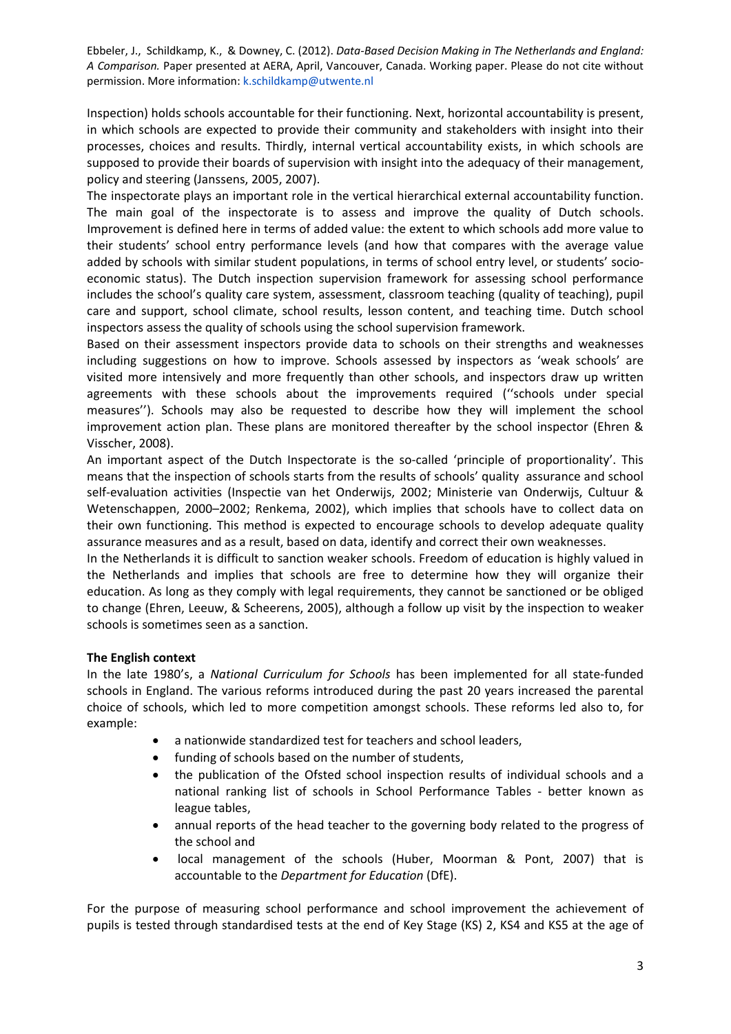Inspection) holds schools accountable for their functioning. Next, horizontal accountability is present, in which schools are expected to provide their community and stakeholders with insight into their processes, choices and results. Thirdly, internal vertical accountability exists, in which schools are supposed to provide their boards of supervision with insight into the adequacy of their management, policy and steering (Janssens, 2005, 2007).

The inspectorate plays an important role in the vertical hierarchical external accountability function. The main goal of the inspectorate is to assess and improve the quality of Dutch schools. Improvement is defined here in terms of added value: the extent to which schools add more value to their students' school entry performance levels (and how that compares with the average value added by schools with similar student populations, in terms of school entry level, or students' socio-economic status). The Dutch inspection supervision framework for assessing school performance includes the school's quality care system, assessment, classroom teaching (quality of teaching), pupil care and support, school climate, school results, lesson content, and teaching time. Dutch school inspectors assess the quality of schools using the school supervision framework.

Based on their assessment inspectors provide data to schools on their strengths and weaknesses including suggestions on how to improve. Schools assessed by inspectors as 'weak schools' are visited more intensively and more frequently than other schools, and inspectors draw up written agreements with these schools about the improvements required (''schools under special measures''). Schools may also be requested to describe how they will implement the school improvement action plan. These plans are monitored thereafter by the school inspector (Ehren & Visscher, 2008).

An important aspect of the Dutch Inspectorate is the so-called 'principle of proportionality'. This means that the inspection of schools starts from the results of schools' quality assurance and school self-evaluation activities (Inspectie van het Onderwijs, 2002; Ministerie van Onderwijs, Cultuur & Wetenschappen, 2000–2002; Renkema, 2002), which implies that schools have to collect data on their own functioning. This method is expected to encourage schools to develop adequate quality assurance measures and as a result, based on data, identify and correct their own weaknesses.

In the Netherlands it is difficult to sanction weaker schools. Freedom of education is highly valued in the Netherlands and implies that schools are free to determine how they will organize their education. As long as they comply with legal requirements, they cannot be sanctioned or be obliged to change (Ehren, Leeuw, & Scheerens, 2005), although a follow up visit by the inspection to weaker schools is sometimes seen as a sanction.

**The English context**

In the late 1980's, a *National Curriculum for Schools* has been implemented for all state-funded schools in England. The various reforms introduced during the past 20 years increased the parental choice of schools, which led to more competition amongst schools. These reforms led also to, for example:

- a nationwide standardized test for teachers and school leaders,
- funding of schools based on the number of students,
- the publication of the Ofsted school inspection results of individual schools and a national ranking list of schools in School Performance Tables - better known as league tables,
- annual reports of the head teacher to the governing body related to the progress of the school and
- local management of the schools (Huber, Moorman & Pont, 2007) that is accountable to the *Department for Education* (DfE).

For the purpose of measuring school performance and school improvement the achievement of pupils is tested through standardised tests at the end of Key Stage (KS) 2, KS4 and KS5 at the age of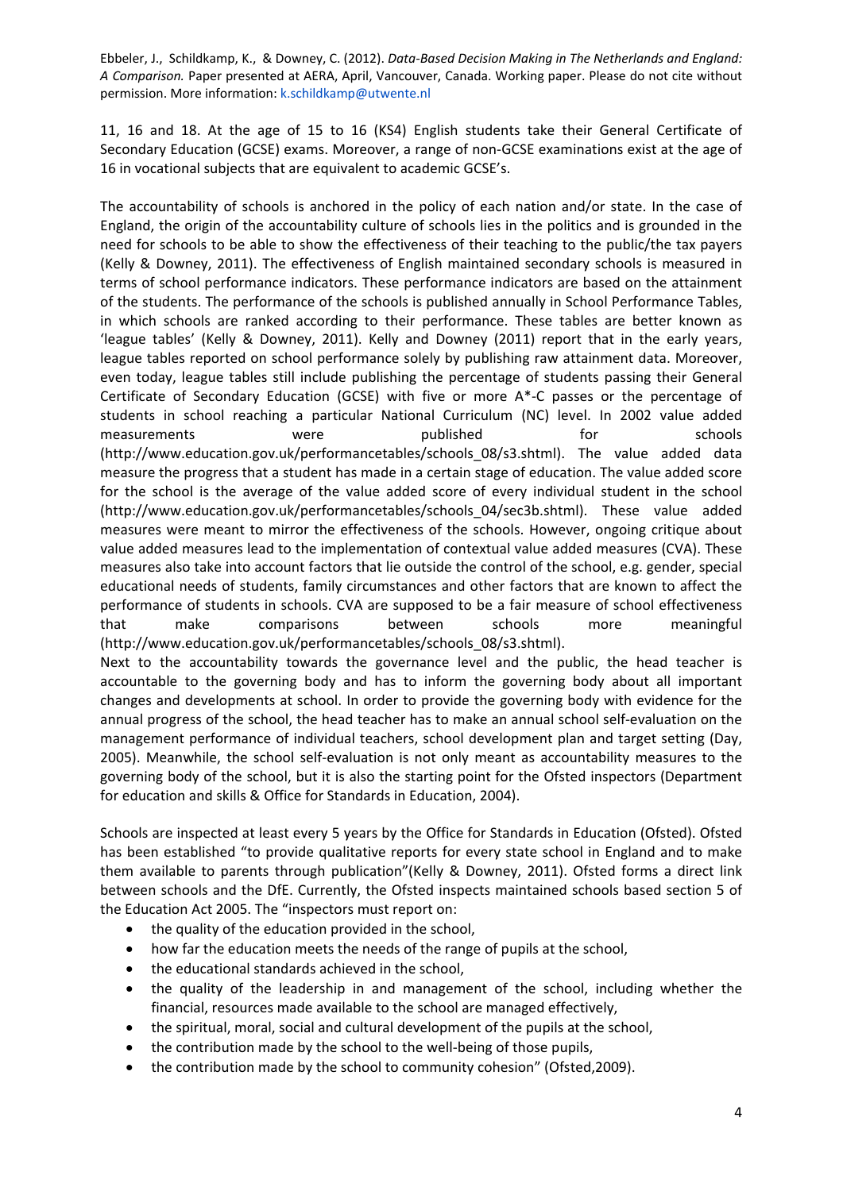11, 16 and 18. At the age of 15 to 16 (KS4) English students take their General Certificate of Secondary Education (GCSE) exams. Moreover, a range of non-GCSE examinations exist at the age of 16 in vocational subjects that are equivalent to academic GCSE's.

The accountability of schools is anchored in the policy of each nation and/or state. In the case of England, the origin of the accountability culture of schools lies in the politics and is grounded in the need for schools to be able to show the effectiveness of their teaching to the public/the tax payers (Kelly & Downey, 2011). The effectiveness of English maintained secondary schools is measured in terms of school performance indicators. These performance indicators are based on the attainment of the students. The performance of the schools is published annually in School Performance Tables, in which schools are ranked according to their performance. These tables are better known as 'league tables' (Kelly & Downey, 2011). Kelly and Downey (2011) report that in the early years, league tables reported on school performance solely by publishing raw attainment data. Moreover, even today, league tables still include publishing the percentage of students passing their General Certificate of Secondary Education (GCSE) with five or more A*-C passes or the percentage of students in school reaching a particular National Curriculum (NC) level. In 2002 value added measurements were published for schools (http://www.education.gov.uk/performancetables/schools_08/s3.shtml). The value added data measure the progress that a student has made in a certain stage of education. The value added score for the school is the average of the value added score of every individual student in the school (http://www.education.gov.uk/performancetables/schools_04/sec3b.shtml). These value added measures were meant to mirror the effectiveness of the schools. However, ongoing critique about value added measures lead to the implementation of contextual value added measures (CVA). These measures also take into account factors that lie outside the control of the school, e.g. gender, special educational needs of students, family circumstances and other factors that are known to affect the performance of students in schools. CVA are supposed to be a fair measure of school effectiveness that make comparisons between schools more meaningful (http://www.education.gov.uk/performancetables/schools_08/s3.shtml).
Next to the accountability towards the governance level and the public, the head teacher is accountable to the governing body and has to inform the governing body about all important changes and developments at school. In order to provide the governing body with evidence for the annual progress of the school, the head teacher has to make an annual school self-evaluation on the management performance of individual teachers, school development plan and target setting (Day, 2005). Meanwhile, the school self-evaluation is not only meant as accountability measures to the governing body of the school, but it is also the starting point for the Ofsted inspectors (Department for education and skills & Office for Standards in Education, 2004).

Schools are inspected at least every 5 years by the Office for Standards in Education (Ofsted). Ofsted has been established "to provide qualitative reports for every state school in England and to make them available to parents through publication"(Kelly & Downey, 2011). Ofsted forms a direct link between schools and the DfE. Currently, the Ofsted inspects maintained schools based section 5 of the Education Act 2005. The "inspectors must report on:

- the quality of the education provided in the school,
- how far the education meets the needs of the range of pupils at the school,
- the educational standards achieved in the school,
- the quality of the leadership in and management of the school, including whether the financial, resources made available to the school are managed effectively,
- the spiritual, moral, social and cultural development of the pupils at the school,
- the contribution made by the school to the well-being of those pupils,
- the contribution made by the school to community cohesion" (Ofsted,2009).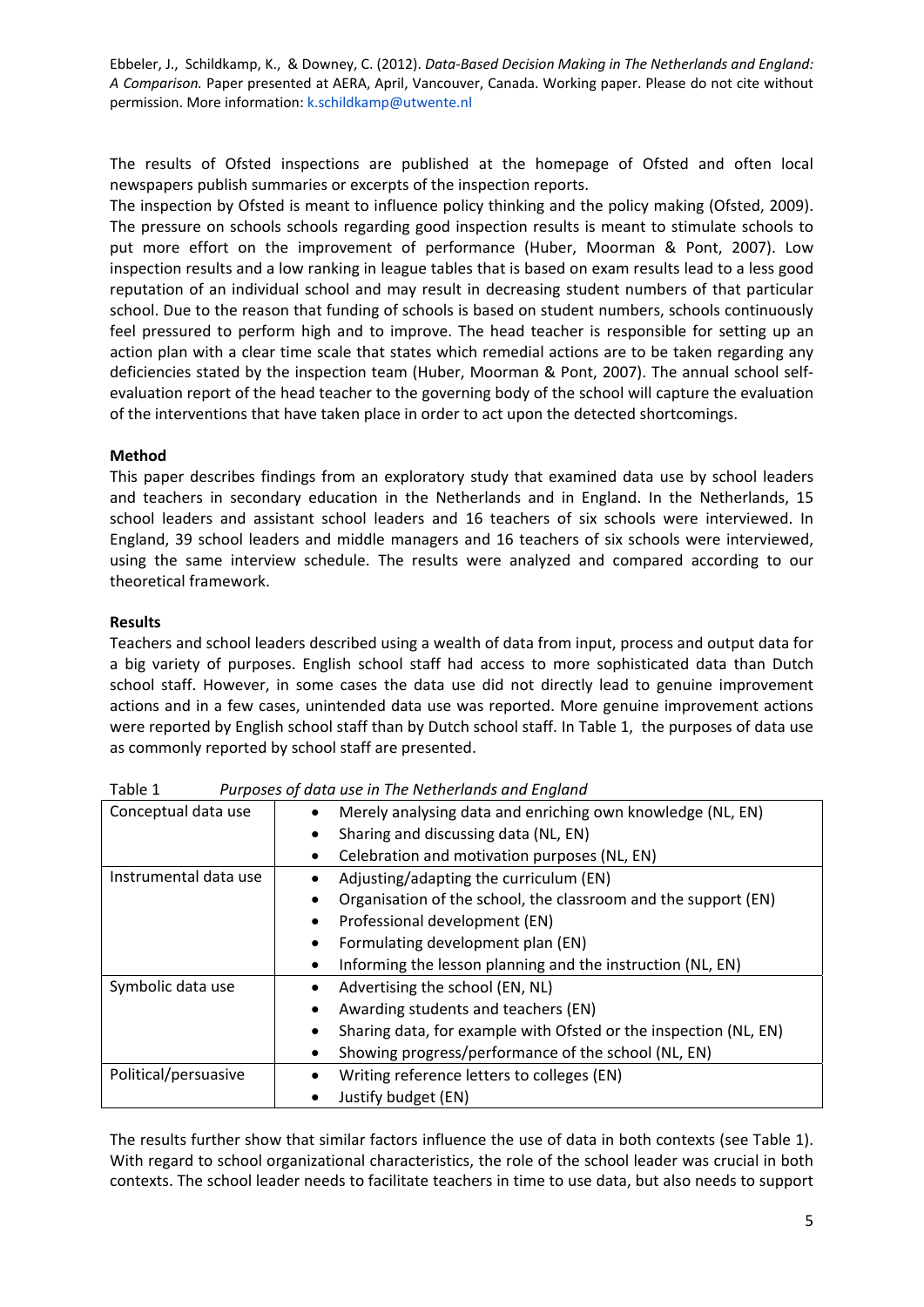The results of Ofsted inspections are published at the homepage of Ofsted and often local newspapers publish summaries or excerpts of the inspection reports.
The inspection by Ofsted is meant to influence policy thinking and the policy making (Ofsted, 2009). The pressure on schools schools regarding good inspection results is meant to stimulate schools to put more effort on the improvement of performance (Huber, Moorman & Pont, 2007). Low inspection results and a low ranking in league tables that is based on exam results lead to a less good reputation of an individual school and may result in decreasing student numbers of that particular school. Due to the reason that funding of schools is based on student numbers, schools continuously feel pressured to perform high and to improve. The head teacher is responsible for setting up an action plan with a clear time scale that states which remedial actions are to be taken regarding any deficiencies stated by the inspection team (Huber, Moorman & Pont, 2007). The annual school self-evaluation report of the head teacher to the governing body of the school will capture the evaluation of the interventions that have taken place in order to act upon the detected shortcomings.

**Method**

This paper describes findings from an exploratory study that examined data use by school leaders and teachers in secondary education in the Netherlands and in England. In the Netherlands, 15 school leaders and assistant school leaders and 16 teachers of six schools were interviewed. In England, 39 school leaders and middle managers and 16 teachers of six schools were interviewed, using the same interview schedule. The results were analyzed and compared according to our theoretical framework.

**Results**

Teachers and school leaders described using a wealth of data from input, process and output data for a big variety of purposes. English school staff had access to more sophisticated data than Dutch school staff. However, in some cases the data use did not directly lead to genuine improvement actions and in a few cases, unintended data use was reported. More genuine improvement actions were reported by English school staff than by Dutch school staff. In Table 1, the purposes of data use as commonly reported by school staff are presented.

Table 1 *Purposes of data use in The Netherlands and England*

| | |
|---|---|
| Conceptual data use | • Merely analysing data and enriching own knowledge (NL, EN)<br>• Sharing and discussing data (NL, EN)<br>• Celebration and motivation purposes (NL, EN) |
| Instrumental data use | • Adjusting/adapting the curriculum (EN)<br>• Organisation of the school, the classroom and the support (EN)<br>• Professional development (EN)<br>• Formulating development plan (EN)<br>• Informing the lesson planning and the instruction (NL, EN) |
| Symbolic data use | • Advertising the school (EN, NL)<br>• Awarding students and teachers (EN)<br>• Sharing data, for example with Ofsted or the inspection (NL, EN)<br>• Showing progress/performance of the school (NL, EN) |
| Political/persuasive | • Writing reference letters to colleges (EN)<br>• Justify budget (EN) |

The results further show that similar factors influence the use of data in both contexts (see Table 1). With regard to school organizational characteristics, the role of the school leader was crucial in both contexts. The school leader needs to facilitate teachers in time to use data, but also needs to support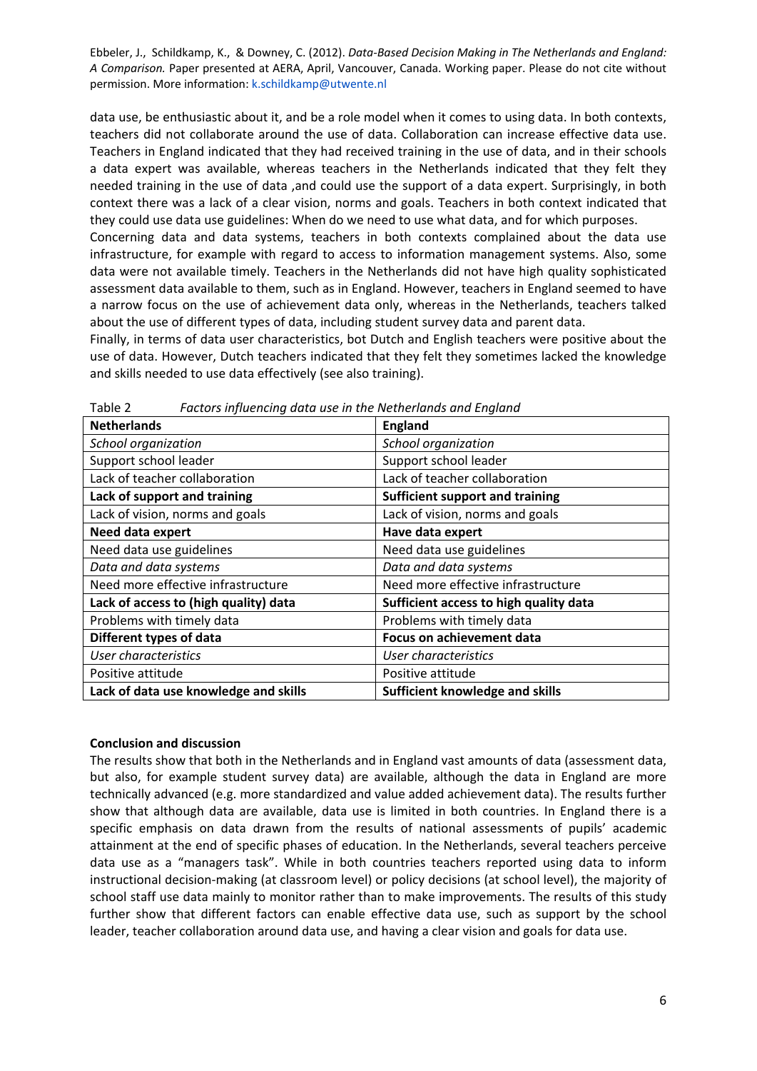data use, be enthusiastic about it, and be a role model when it comes to using data. In both contexts, teachers did not collaborate around the use of data. Collaboration can increase effective data use. Teachers in England indicated that they had received training in the use of data, and in their schools a data expert was available, whereas teachers in the Netherlands indicated that they felt they needed training in the use of data ,and could use the support of a data expert. Surprisingly, in both context there was a lack of a clear vision, norms and goals. Teachers in both context indicated that they could use data use guidelines: When do we need to use what data, and for which purposes.

Concerning data and data systems, teachers in both contexts complained about the data use infrastructure, for example with regard to access to information management systems. Also, some data were not available timely. Teachers in the Netherlands did not have high quality sophisticated assessment data available to them, such as in England. However, teachers in England seemed to have a narrow focus on the use of achievement data only, whereas in the Netherlands, teachers talked about the use of different types of data, including student survey data and parent data.

Finally, in terms of data user characteristics, bot Dutch and English teachers were positive about the use of data. However, Dutch teachers indicated that they felt they sometimes lacked the knowledge and skills needed to use data effectively (see also training).

Table 2 *Factors influencing data use in the Netherlands and England*

| **Netherlands** | **England** |
|---|---|
| *School organization* | *School organization* |
| Support school leader | Support school leader |
| Lack of teacher collaboration | Lack of teacher collaboration |
| **Lack of support and training** | **Sufficient support and training** |
| Lack of vision, norms and goals | Lack of vision, norms and goals |
| **Need data expert** | **Have data expert** |
| Need data use guidelines | Need data use guidelines |
| *Data and data systems* | *Data and data systems* |
| Need more effective infrastructure | Need more effective infrastructure |
| **Lack of access to (high quality) data** | **Sufficient access to high quality data** |
| Problems with timely data | Problems with timely data |
| **Different types of data** | **Focus on achievement data** |
| *User characteristics* | *User characteristics* |
| Positive attitude | Positive attitude |
| **Lack of data use knowledge and skills** | **Sufficient knowledge and skills** |

**Conclusion and discussion**

The results show that both in the Netherlands and in England vast amounts of data (assessment data, but also, for example student survey data) are available, although the data in England are more technically advanced (e.g. more standardized and value added achievement data). The results further show that although data are available, data use is limited in both countries. In England there is a specific emphasis on data drawn from the results of national assessments of pupils' academic attainment at the end of specific phases of education. In the Netherlands, several teachers perceive data use as a "managers task". While in both countries teachers reported using data to inform instructional decision-making (at classroom level) or policy decisions (at school level), the majority of school staff use data mainly to monitor rather than to make improvements. The results of this study further show that different factors can enable effective data use, such as support by the school leader, teacher collaboration around data use, and having a clear vision and goals for data use.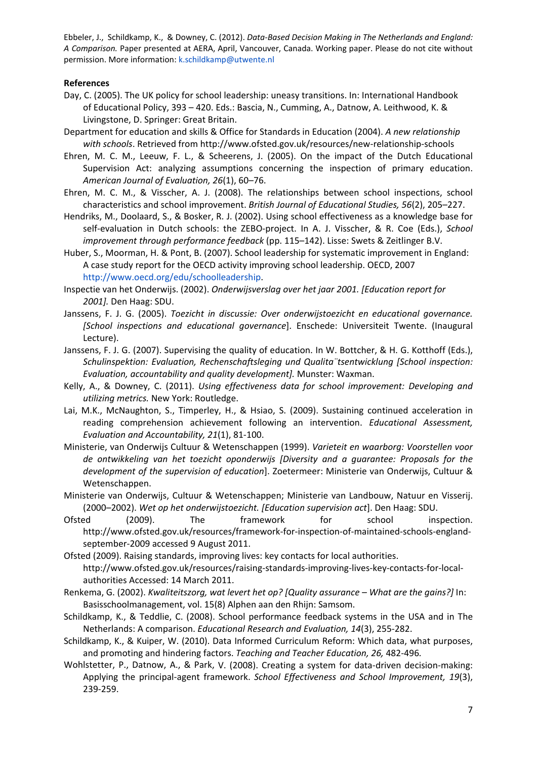## References

Day, C. (2005). The UK policy for school leadership: uneasy transitions. In: International Handbook of Educational Policy, 393 – 420. Eds.: Bascia, N., Cumming, A., Datnow, A. Leithwood, K. & Livingstone, D. Springer: Great Britain.

Department for education and skills & Office for Standards in Education (2004). *A new relationship with schools*. Retrieved from http://www.ofsted.gov.uk/resources/new-relationship-schools

Ehren, M. C. M., Leeuw, F. L., & Scheerens, J. (2005). On the impact of the Dutch Educational Supervision Act: analyzing assumptions concerning the inspection of primary education. *American Journal of Evaluation, 26*(1), 60–76.

Ehren, M. C. M., & Visscher, A. J. (2008). The relationships between school inspections, school characteristics and school improvement. *British Journal of Educational Studies, 56*(2), 205–227.

Hendriks, M., Doolaard, S., & Bosker, R. J. (2002). Using school effectiveness as a knowledge base for self-evaluation in Dutch schools: the ZEBO-project. In A. J. Visscher, & R. Coe (Eds.), *School improvement through performance feedback* (pp. 115–142). Lisse: Swets & Zeitlinger B.V.

Huber, S., Moorman, H. & Pont, B. (2007). School leadership for systematic improvement in England: A case study report for the OECD activity improving school leadership. OECD, 2007 http://www.oecd.org/edu/schoolleadership.

Inspectie van het Onderwijs. (2002). *Onderwijsverslag over het jaar 2001. [Education report for 2001].* Den Haag: SDU.

Janssens, F. J. G. (2005). *Toezicht in discussie: Over onderwijstoezicht en educational governance. [School inspections and educational governance*]. Enschede: Universiteit Twente. (Inaugural Lecture).

Janssens, F. J. G. (2007). Supervising the quality of education. In W. Bottcher, & H. G. Kotthoff (Eds.), *Schulinspektion: Evaluation, Rechenschaftsleging und Qualita¨tsentwicklung [School inspection: Evaluation, accountability and quality development].* Munster: Waxman.

Kelly, A., & Downey, C. (2011). *Using effectiveness data for school improvement: Developing and utilizing metrics.* New York: Routledge.

Lai, M.K., McNaughton, S., Timperley, H., & Hsiao, S. (2009). Sustaining continued acceleration in reading comprehension achievement following an intervention. *Educational Assessment, Evaluation and Accountability, 21*(1), 81-100.

Ministerie, van Onderwijs Cultuur & Wetenschappen (1999). *Varieteit en waarborg: Voorstellen voor de ontwikkeling van het toezicht oponderwijs [Diversity and a guarantee: Proposals for the development of the supervision of education*]. Zoetermeer: Ministerie van Onderwijs, Cultuur & Wetenschappen.

Ministerie van Onderwijs, Cultuur & Wetenschappen; Ministerie van Landbouw, Natuur en Visserij. (2000–2002). *Wet op het onderwijstoezicht. [Education supervision act*]. Den Haag: SDU.

Ofsted (2009). The framework for school inspection. http://www.ofsted.gov.uk/resources/framework-for-inspection-of-maintained-schools-england-september-2009 accessed 9 August 2011.

Ofsted (2009). Raising standards, improving lives: key contacts for local authorities. http://www.ofsted.gov.uk/resources/raising-standards-improving-lives-key-contacts-for-local-authorities Accessed: 14 March 2011.

Renkema, G. (2002). *Kwaliteitszorg, wat levert het op? [Quality assurance – What are the gains?]* In: Basisschoolmanagement, vol. 15(8) Alphen aan den Rhijn: Samsom.

Schildkamp, K., & Teddlie, C. (2008). School performance feedback systems in the USA and in The Netherlands: A comparison. *Educational Research and Evaluation, 14*(3), 255-282.

Schildkamp, K., & Kuiper, W. (2010). Data Informed Curriculum Reform: Which data, what purposes, and promoting and hindering factors. *Teaching and Teacher Education, 26,* 482-496.

Wohlstetter, P., Datnow, A., & Park, V. (2008). Creating a system for data-driven decision-making: Applying the principal-agent framework. *School Effectiveness and School Improvement, 19*(3), 239-259.